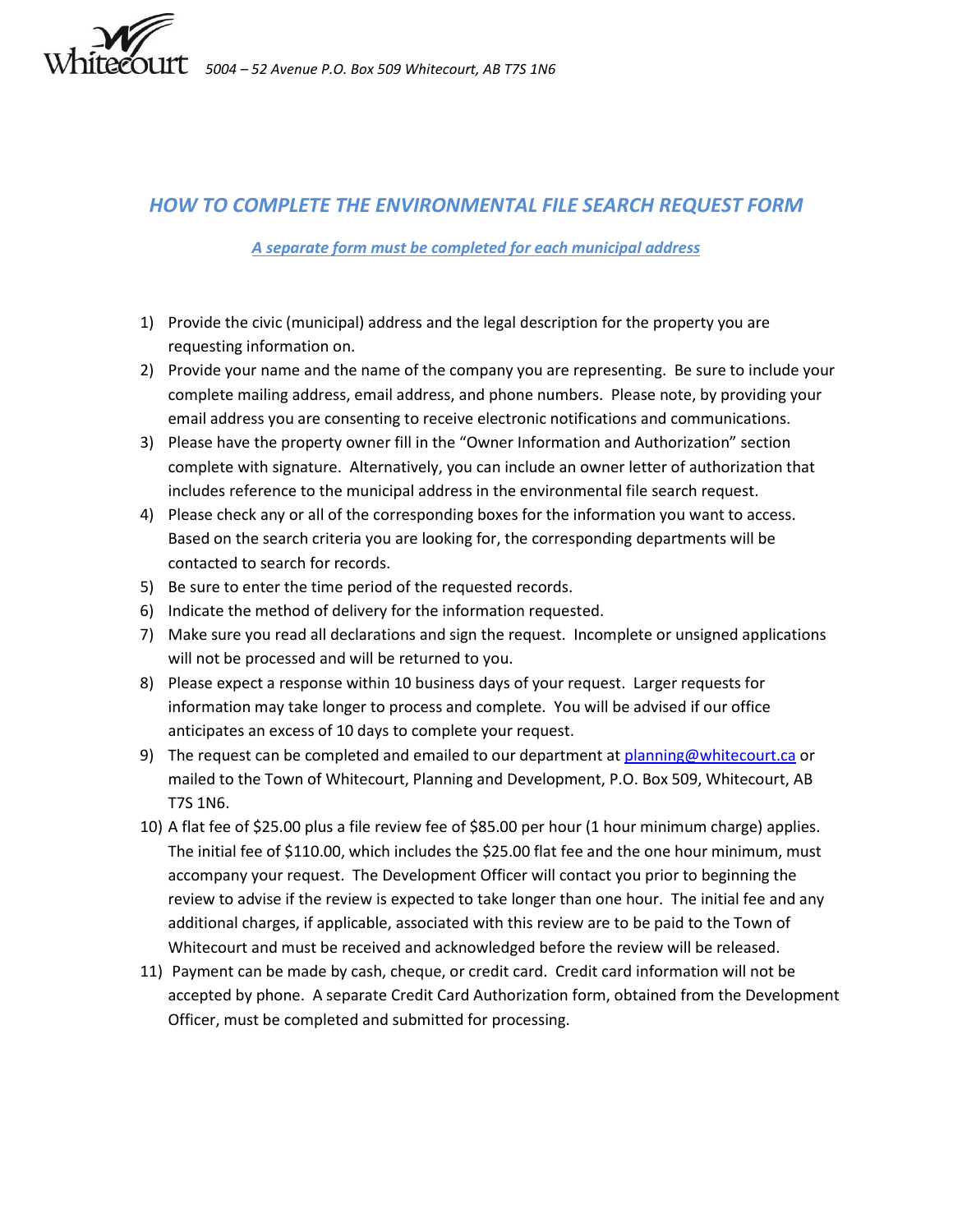Whitecourt *5004 – 52 Avenue P.O. Box 509 Whitecourt, AB T7S 1N6*

## *HOW TO COMPLETE THE ENVIRONMENTAL FILE SEARCH REQUEST FORM*

***A separate form must be completed for each municipal address***

1) Provide the civic (municipal) address and the legal description for the property you are requesting information on.
2) Provide your name and the name of the company you are representing. Be sure to include your complete mailing address, email address, and phone numbers. Please note, by providing your email address you are consenting to receive electronic notifications and communications.
3) Please have the property owner fill in the "Owner Information and Authorization" section complete with signature. Alternatively, you can include an owner letter of authorization that includes reference to the municipal address in the environmental file search request.
4) Please check any or all of the corresponding boxes for the information you want to access. Based on the search criteria you are looking for, the corresponding departments will be contacted to search for records.
5) Be sure to enter the time period of the requested records.
6) Indicate the method of delivery for the information requested.
7) Make sure you read all declarations and sign the request. Incomplete or unsigned applications will not be processed and will be returned to you.
8) Please expect a response within 10 business days of your request. Larger requests for information may take longer to process and complete. You will be advised if our office anticipates an excess of 10 days to complete your request.
9) The request can be completed and emailed to our department at planning@whitecourt.ca or mailed to the Town of Whitecourt, Planning and Development, P.O. Box 509, Whitecourt, AB T7S 1N6.
10) A flat fee of $25.00 plus a file review fee of $85.00 per hour (1 hour minimum charge) applies. The initial fee of $110.00, which includes the $25.00 flat fee and the one hour minimum, must accompany your request. The Development Officer will contact you prior to beginning the review to advise if the review is expected to take longer than one hour. The initial fee and any additional charges, if applicable, associated with this review are to be paid to the Town of Whitecourt and must be received and acknowledged before the review will be released.
11) Payment can be made by cash, cheque, or credit card. Credit card information will not be accepted by phone. A separate Credit Card Authorization form, obtained from the Development Officer, must be completed and submitted for processing.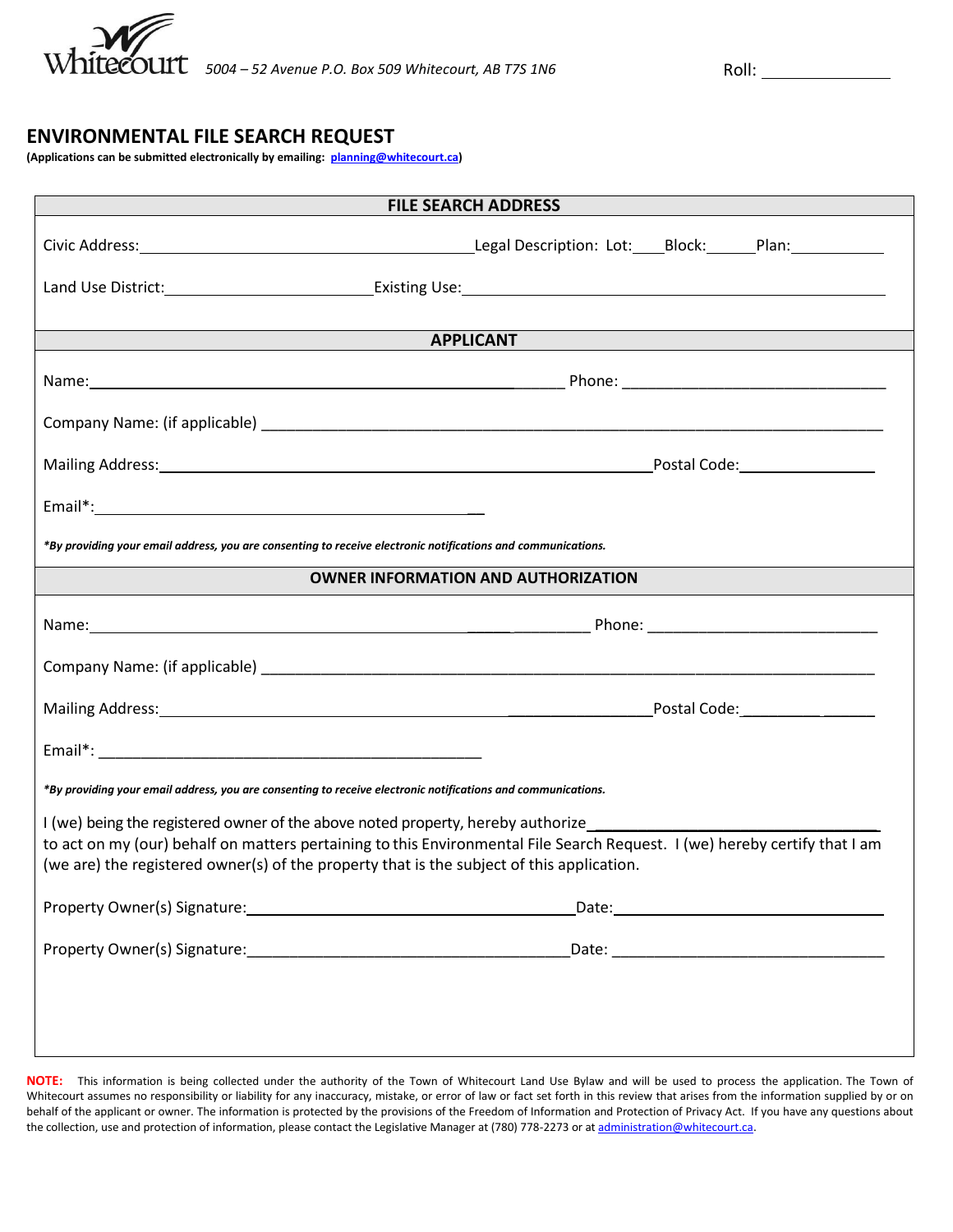Whitecourt *5004 – 52 Avenue P.O. Box 509 Whitecourt, AB T7S 1N6*

Roll: ______________

## ENVIRONMENTAL FILE SEARCH REQUEST

**(Applications can be submitted electronically by emailing: planning@whitecourt.ca)**

### FILE SEARCH ADDRESS

Civic Address: ________________________ Legal Description: Lot: ____ Block: ______ Plan: ___________

Land Use District: ______________________ Existing Use: ______________________________________

### APPLICANT

Name: ____________________________________________ Phone: ______________________________

Company Name: (if applicable) ______________________________________________________________

Mailing Address: _______________________________________________ Postal Code: _______________

Email*: ____________________________________________

*\*By providing your email address, you are consenting to receive electronic notifications and communications.*

### OWNER INFORMATION AND AUTHORIZATION

Name: ____________________________________________ Phone: ___________________________

Company Name: (if applicable) ______________________________________________________________

Mailing Address: _______________________________________________ Postal Code: _______________

Email*: ____________________________________________

*\*By providing your email address, you are consenting to receive electronic notifications and communications.*

I (we) being the registered owner of the above noted property, hereby authorize _________________________________ to act on my (our) behalf on matters pertaining to this Environmental File Search Request. I (we) hereby certify that I am (we are) the registered owner(s) of the property that is the subject of this application.

Property Owner(s) Signature: ____________________________________ Date: ______________________________

Property Owner(s) Signature: ____________________________________ Date: ______________________________

**NOTE:** This information is being collected under the authority of the Town of Whitecourt Land Use Bylaw and will be used to process the application. The Town of Whitecourt assumes no responsibility or liability for any inaccuracy, mistake, or error of law or fact set forth in this review that arises from the information supplied by or on behalf of the applicant or owner. The information is protected by the provisions of the Freedom of Information and Protection of Privacy Act. If you have any questions about the collection, use and protection of information, please contact the Legislative Manager at (780) 778-2273 or at administration@whitecourt.ca.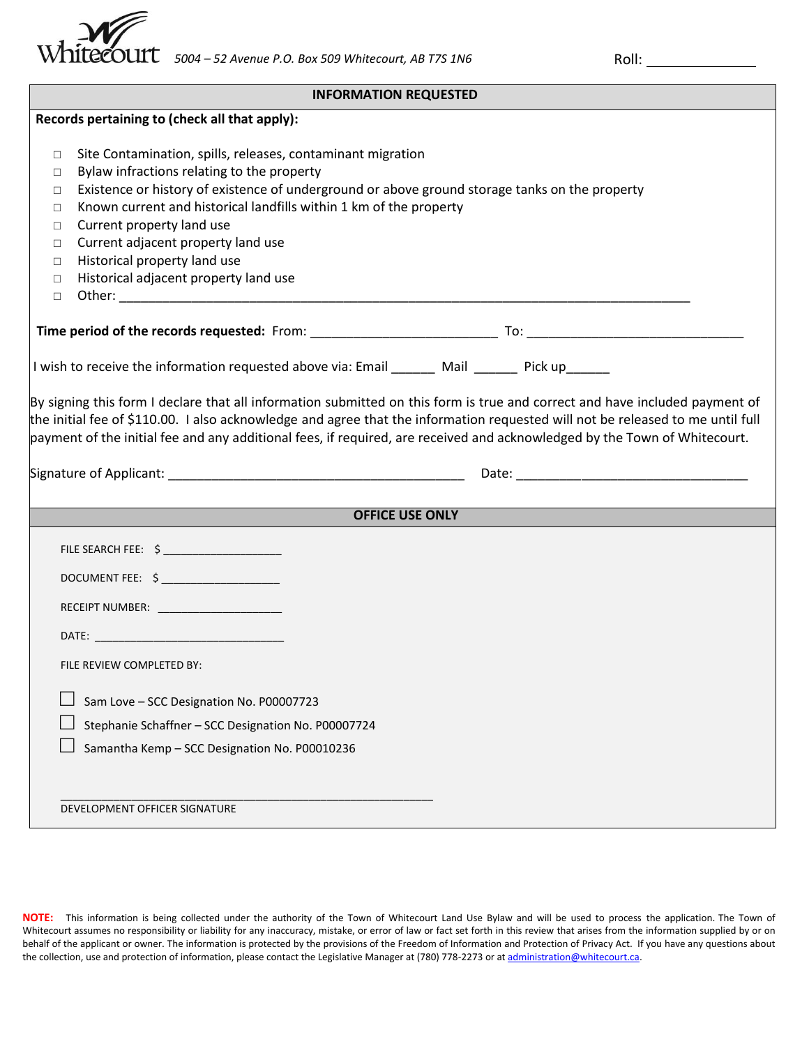Whitecourt *5004 – 52 Avenue P.O. Box 509 Whitecourt, AB T7S 1N6*

Roll: _______________

## INFORMATION REQUESTED

**Records pertaining to (check all that apply):**

- □ Site Contamination, spills, releases, contaminant migration
- □ Bylaw infractions relating to the property
- □ Existence or history of existence of underground or above ground storage tanks on the property
- □ Known current and historical landfills within 1 km of the property
- □ Current property land use
- □ Current adjacent property land use
- □ Historical property land use
- □ Historical adjacent property land use
- □ Other: ________________________________________________________________________________

**Time period of the records requested:** From: _________________________ To: _____________________________

I wish to receive the information requested above via: Email ______ Mail ______ Pick up______

By signing this form I declare that all information submitted on this form is true and correct and have included payment of the initial fee of $110.00. I also acknowledge and agree that the information requested will not be released to me until full payment of the initial fee and any additional fees, if required, are received and acknowledged by the Town of Whitecourt.

Signature of Applicant: _______________________________________ Date: ______________________________

## OFFICE USE ONLY

FILE SEARCH FEE: $ __________________

DOCUMENT FEE: $ __________________

RECEIPT NUMBER: ___________________

DATE: ______________________________

FILE REVIEW COMPLETED BY:

- ☐ Sam Love – SCC Designation No. P00007723
- ☐ Stephanie Schaffner – SCC Designation No. P00007724
- ☐ Samantha Kemp – SCC Designation No. P00010236

_____________________________________________________________

DEVELOPMENT OFFICER SIGNATURE

**NOTE:** This information is being collected under the authority of the Town of Whitecourt Land Use Bylaw and will be used to process the application. The Town of Whitecourt assumes no responsibility or liability for any inaccuracy, mistake, or error of law or fact set forth in this review that arises from the information supplied by or on behalf of the applicant or owner. The information is protected by the provisions of the Freedom of Information and Protection of Privacy Act. If you have any questions about the collection, use and protection of information, please contact the Legislative Manager at (780) 778-2273 or at administration@whitecourt.ca.